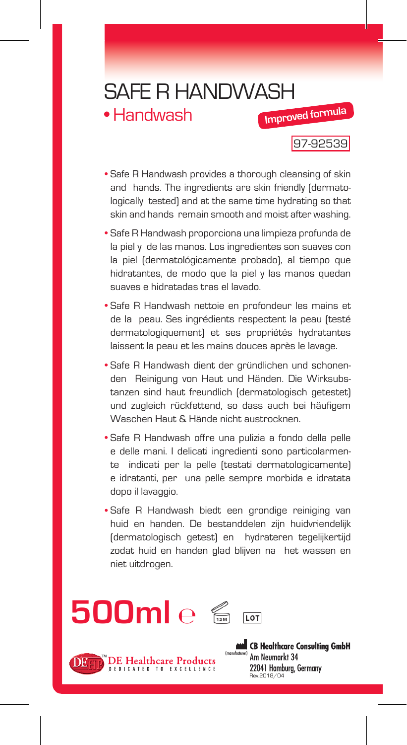# SAFE R HANDWASH

• Handwash

**Improved formula**

97-92539

- Safe R Handwash provides a thorough cleansing of skin and hands. The ingredients are skin friendly (dermatologically tested) and at the same time hydrating so that skin and hands remain smooth and moist after washing.
- Safe R Handwash proporciona una limpieza profunda de la piel y de las manos. Los ingredientes son suaves con la piel (dermatológicamente probado), al tiempo que hidratantes, de modo que la piel y las manos quedan suaves e hidratadas tras el lavado.
- Safe R Handwash nettoie en profondeur les mains et de la peau. Ses ingrédients respectent la peau (testé dermatologiquement) et ses propriétés hydratantes laissent la peau et les mains douces après le lavage.
- Safe R Handwash dient der gründlichen und schonenden Reinigung von Haut und Händen. Die Wirksubstanzen sind haut freundlich (dermatologisch getestet) und zugleich rückfettend, so dass auch bei häufigem Waschen Haut & Hände nicht austrocknen.
- Safe R Handwash offre una pulizia a fondo della pelle e delle mani. I delicati ingredienti sono particolarmente indicati per la pelle (testati dermatologicamente) e idratanti, per una pelle sempre morbida e idratata dopo il lavaggio.
- Safe R Handwash biedt een grondige reiniging van huid en handen. De bestanddelen zijn huidvriendelijk (dermatologisch getest) en hydrateren tegelijkertijd zodat huid en handen glad blijven na het wassen en niet uitdrogen.

**500ml** ℮ 12M LOT

DE Healthcare Products
DEDICATED TO EXCELLENCE

(manufacturer) **CB Healthcare Consulting GmbH**
Am Neumarkt 34
22041 Hamburg, Germany
Rev.2018/04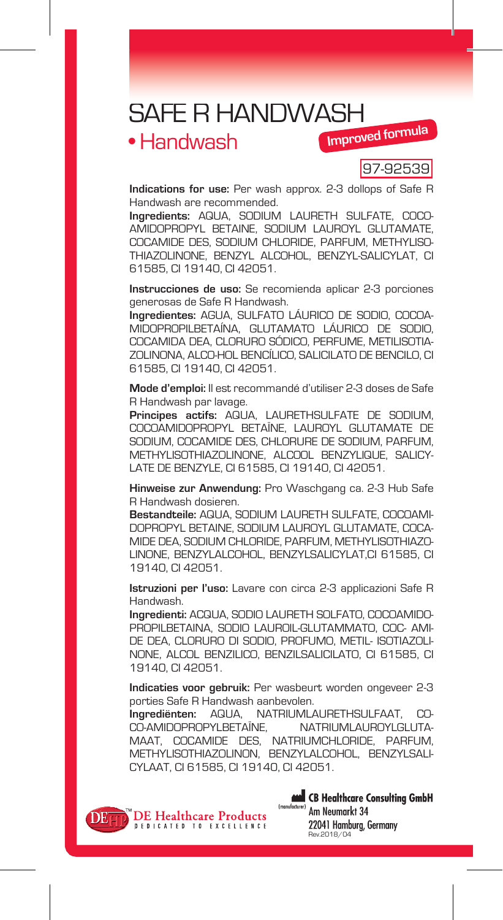# SAFE R HANDWASH

## • Handwash

**Improved formula**

97-92539

**Indications for use:** Per wash approx. 2-3 dollops of Safe R Handwash are recommended.

**Ingredients:** AQUA, SODIUM LAURETH SULFATE, COCO-AMIDOPROPYL BETAINE, SODIUM LAUROYL GLUTAMATE, COCAMIDE DES, SODIUM CHLORIDE, PARFUM, METHYLISO-THIAZOLINONE, BENZYL ALCOHOL, BENZYL-SALICYLAT, CI 61585, CI 19140, CI 42051.

**Instrucciones de uso:** Se recomienda aplicar 2-3 porciones generosas de Safe R Handwash.

**Ingredientes:** AGUA, SULFATO LÁURICO DE SODIO, COCOA-MIDOPROPILBETAÍNA, GLUTAMATO LÁURICO DE SODIO, COCAMIDA DEA, CLORURO SÓDICO, PERFUME, METILISOTIA-ZOLINONA, ALCO-HOL BENCÍLICO, SALICILATO DE BENCILO, CI 61585, CI 19140, CI 42051.

**Mode d'emploi:** Il est recommandé d'utiliser 2-3 doses de Safe R Handwash par lavage.

**Principes actifs:** AQUA, LAURETHSULFATE DE SODIUM, COCOAMIDOPROPYL BETAÏNE, LAUROYL GLUTAMATE DE SODIUM, COCAMIDE DES, CHLORURE DE SODIUM, PARFUM, METHYLISOTHIAZOLINONE, ALCOOL BENZYLIQUE, SALICY-LATE DE BENZYLE, CI 61585, CI 19140, CI 42051.

**Hinweise zur Anwendung:** Pro Waschgang ca. 2-3 Hub Safe R Handwash dosieren.

**Bestandteile:** AQUA, SODIUM LAURETH SULFATE, COCOAMI-DOPROPYL BETAINE, SODIUM LAUROYL GLUTAMATE, COCA-MIDE DEA, SODIUM CHLORIDE, PARFUM, METHYLISOTHIAZO-LINONE, BENZYLALCOHOL, BENZYLSALICYLAT,CI 61585, CI 19140, CI 42051.

**Istruzioni per l'uso:** Lavare con circa 2-3 applicazioni Safe R Handwash.

**Ingredienti:** ACQUA, SODIO LAURETH SOLFATO, COCOAMIDO-PROPILBETAINA, SODIO LAUROIL-GLUTAMMATO, COC- AMI-DE DEA, CLORURO DI SODIO, PROFUMO, METIL- ISOTIAZOLI-NONE, ALCOL BENZILICO, BENZILSALICILATO, CI 61585, CI 19140, CI 42051.

**Indicaties voor gebruik:** Per wasbeurt worden ongeveer 2-3 porties Safe R Handwash aanbevolen.

**Ingrediënten:** AQUA, NATRIUMLAURETHSULFAAT, CO-CO-AMIDOPROPYLBETAÏNE, NATRIUMLAUROYLGLUTA-MAAT, COCAMIDE DES, NATRIUMCHLORIDE, PARFUM, METHYLISOTHIAZOLINON, BENZYLALCOHOL, BENZYLSALI-CYLAAT, CI 61585, CI 19140, CI 42051.

DE Healthcare Products
DEDICATED TO EXCELLENCE

(manufacturer) **CB Healthcare Consulting GmbH**
Am Neumarkt 34
22041 Hamburg, Germany
Rev.2018/04